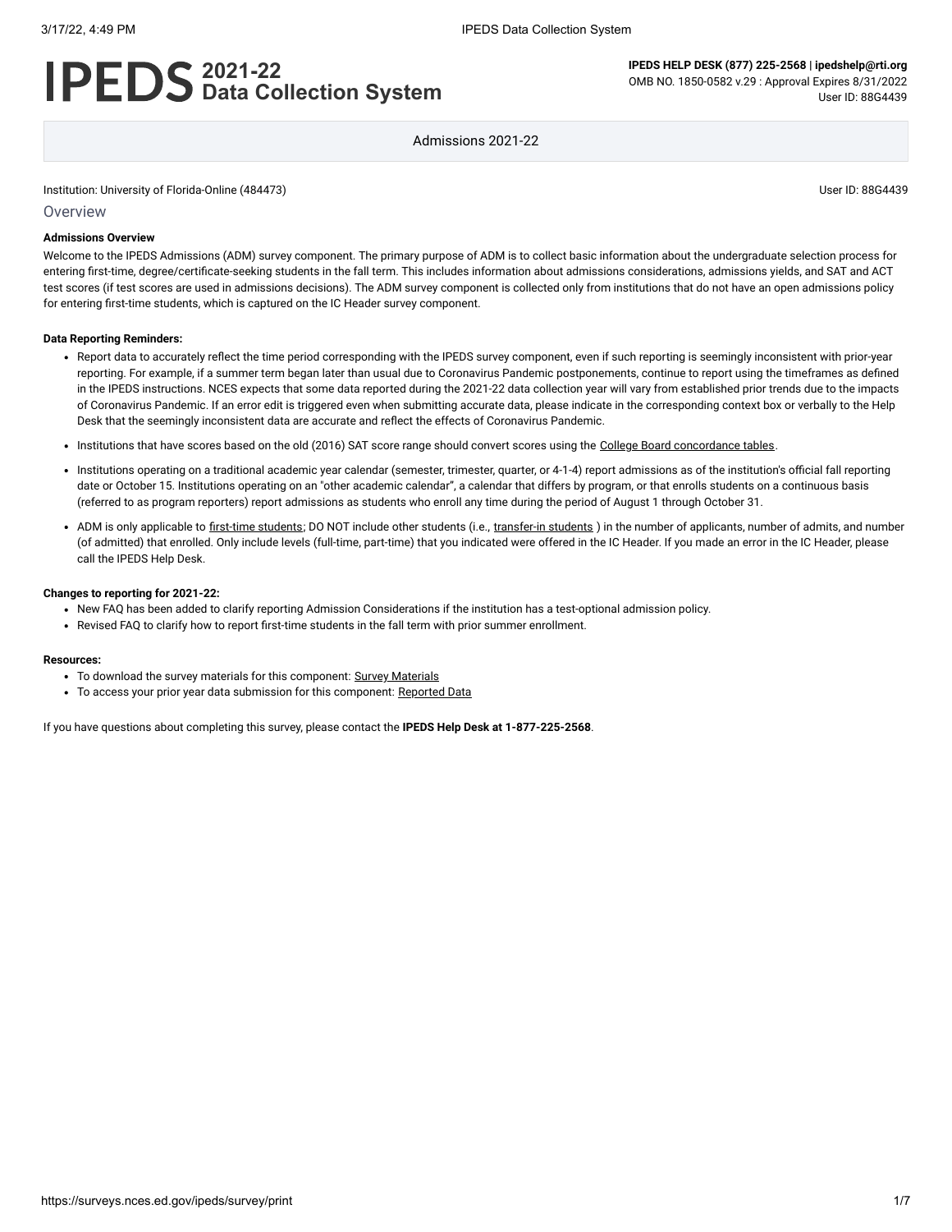# IPEDS 2021-22 Data Collection System

**IPEDS HELP DESK (877) 225-2568 | ipedshelp@rti.org**
OMB NO. 1850-0582 v.29 : Approval Expires 8/31/2022
User ID: 88G4439

Admissions 2021-22

Institution: University of Florida-Online (484473)

User ID: 88G4439

## Overview

**Admissions Overview**

Welcome to the IPEDS Admissions (ADM) survey component. The primary purpose of ADM is to collect basic information about the undergraduate selection process for entering first-time, degree/certificate-seeking students in the fall term. This includes information about admissions considerations, admissions yields, and SAT and ACT test scores (if test scores are used in admissions decisions). The ADM survey component is collected only from institutions that do not have an open admissions policy for entering first-time students, which is captured on the IC Header survey component.

**Data Reporting Reminders:**

- Report data to accurately reflect the time period corresponding with the IPEDS survey component, even if such reporting is seemingly inconsistent with prior-year reporting. For example, if a summer term began later than usual due to Coronavirus Pandemic postponements, continue to report using the timeframes as defined in the IPEDS instructions. NCES expects that some data reported during the 2021-22 data collection year will vary from established prior trends due to the impacts of Coronavirus Pandemic. If an error edit is triggered even when submitting accurate data, please indicate in the corresponding context box or verbally to the Help Desk that the seemingly inconsistent data are accurate and reflect the effects of Coronavirus Pandemic.
- Institutions that have scores based on the old (2016) SAT score range should convert scores using the College Board concordance tables.
- Institutions operating on a traditional academic year calendar (semester, trimester, quarter, or 4-1-4) report admissions as of the institution's official fall reporting date or October 15. Institutions operating on an "other academic calendar", a calendar that differs by program, or that enrolls students on a continuous basis (referred to as program reporters) report admissions as students who enroll any time during the period of August 1 through October 31.
- ADM is only applicable to first-time students; DO NOT include other students (i.e., transfer-in students ) in the number of applicants, number of admits, and number (of admitted) that enrolled. Only include levels (full-time, part-time) that you indicated were offered in the IC Header. If you made an error in the IC Header, please call the IPEDS Help Desk.

**Changes to reporting for 2021-22:**

- New FAQ has been added to clarify reporting Admission Considerations if the institution has a test-optional admission policy.
- Revised FAQ to clarify how to report first-time students in the fall term with prior summer enrollment.

**Resources:**

- To download the survey materials for this component: Survey Materials
- To access your prior year data submission for this component: Reported Data

If you have questions about completing this survey, please contact the **IPEDS Help Desk at 1-877-225-2568**.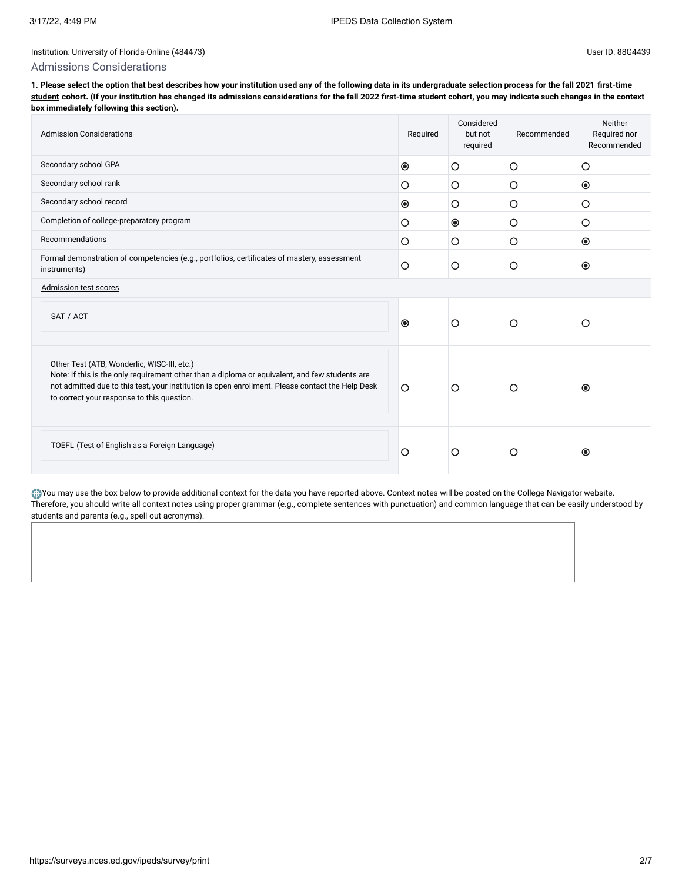Institution: University of Florida-Online (484473)

User ID: 88G4439

## Admissions Considerations

**1. Please select the option that best describes how your institution used any of the following data in its undergraduate selection process for the fall 2021 first-time student cohort. (If your institution has changed its admissions considerations for the fall 2022 first-time student cohort, you may indicate such changes in the context box immediately following this section).**

| Admission Considerations | Required | Considered but not required | Recommended | Neither Required nor Recommended |
|---|---|---|---|---|
| Secondary school GPA | ◉ | ○ | ○ | ○ |
| Secondary school rank | ○ | ○ | ○ | ◉ |
| Secondary school record | ◉ | ○ | ○ | ○ |
| Completion of college-preparatory program | ○ | ◉ | ○ | ○ |
| Recommendations | ○ | ○ | ○ | ◉ |
| Formal demonstration of competencies (e.g., portfolios, certificates of mastery, assessment instruments) | ○ | ○ | ○ | ◉ |
| Admission test scores | | | | |
| SAT / ACT | ◉ | ○ | ○ | ○ |
| Other Test (ATB, Wonderlic, WISC-III, etc.) Note: If this is the only requirement other than a diploma or equivalent, and few students are not admitted due to this test, your institution is open enrollment. Please contact the Help Desk to correct your response to this question. | ○ | ○ | ○ | ◉ |
| TOEFL (Test of English as a Foreign Language) | ○ | ○ | ○ | ◉ |

You may use the box below to provide additional context for the data you have reported above. Context notes will be posted on the College Navigator website. Therefore, you should write all context notes using proper grammar (e.g., complete sentences with punctuation) and common language that can be easily understood by students and parents (e.g., spell out acronyms).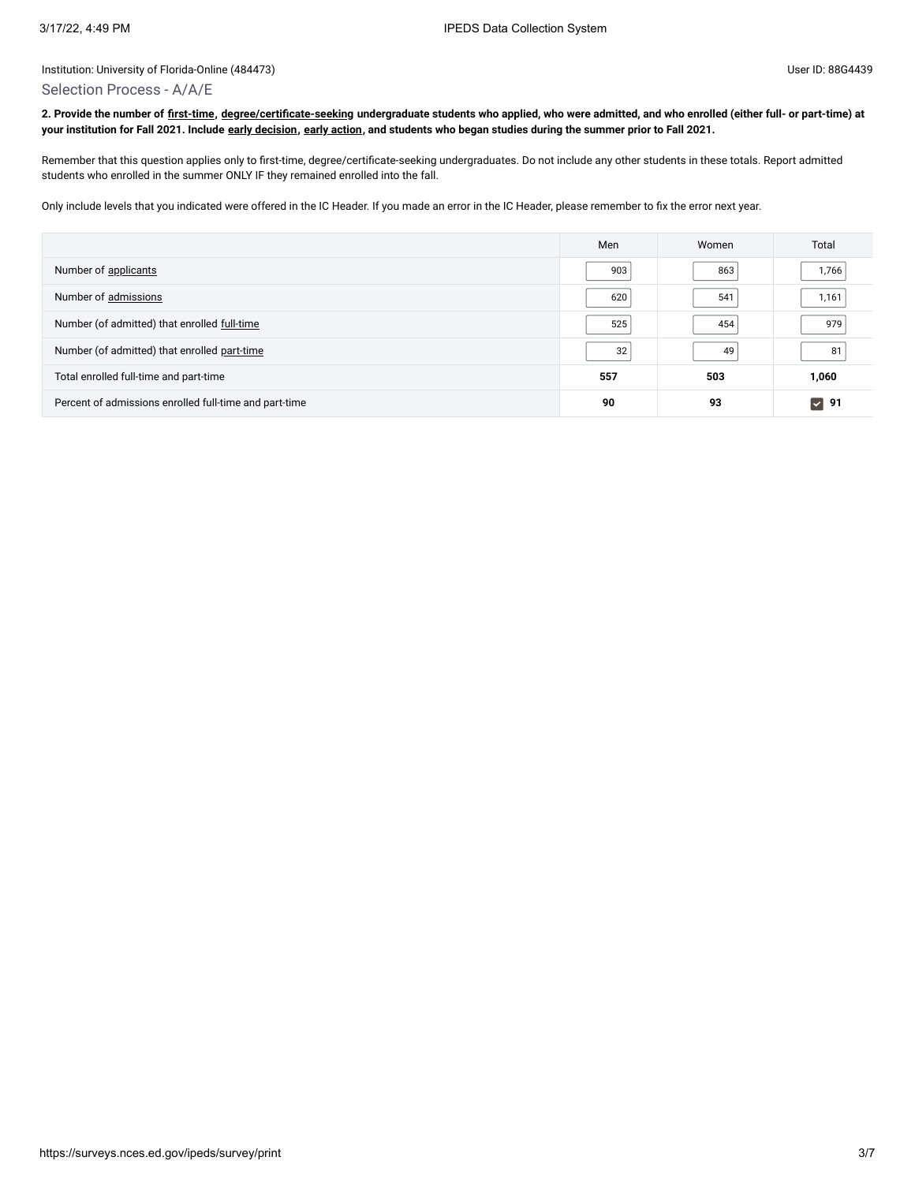Institution: University of Florida-Online (484473)

User ID: 88G4439

## Selection Process - A/A/E

**2. Provide the number of first-time, degree/certificate-seeking undergraduate students who applied, who were admitted, and who enrolled (either full- or part-time) at your institution for Fall 2021. Include early decision, early action, and students who began studies during the summer prior to Fall 2021.**

Remember that this question applies only to first-time, degree/certificate-seeking undergraduates. Do not include any other students in these totals. Report admitted students who enrolled in the summer ONLY IF they remained enrolled into the fall.

Only include levels that you indicated were offered in the IC Header. If you made an error in the IC Header, please remember to fix the error next year.

| | Men | Women | Total |
|---|---|---|---|
| Number of applicants | 903 | 863 | 1,766 |
| Number of admissions | 620 | 541 | 1,161 |
| Number (of admitted) that enrolled full-time | 525 | 454 | 979 |
| Number (of admitted) that enrolled part-time | 32 | 49 | 81 |
| Total enrolled full-time and part-time | **557** | **503** | **1,060** |
| Percent of admissions enrolled full-time and part-time | **90** | **93** | ☑ **91** |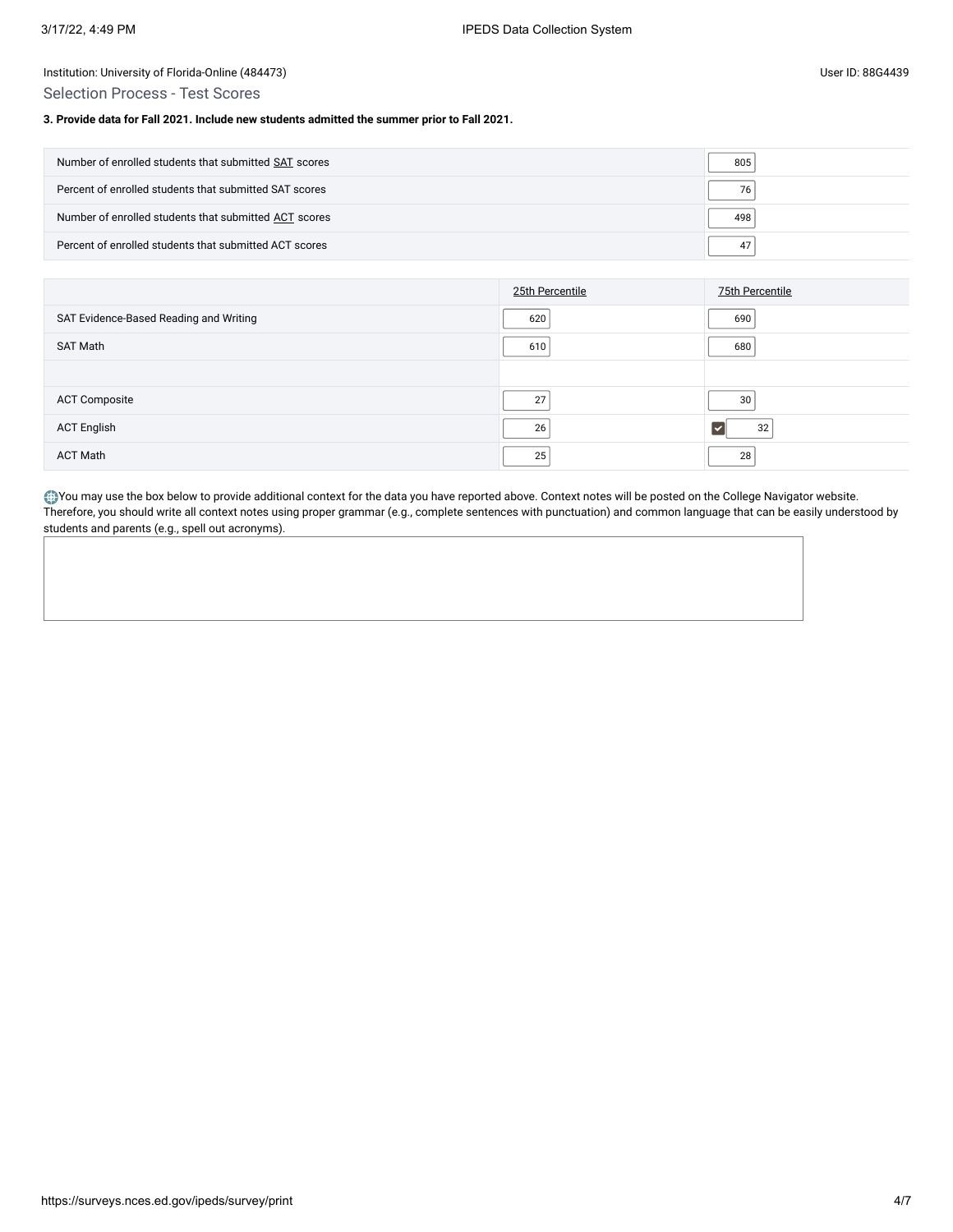Institution: University of Florida-Online (484473)

User ID: 88G4439

## Selection Process - Test Scores

**3. Provide data for Fall 2021. Include new students admitted the summer prior to Fall 2021.**

| | |
|---|---|
| Number of enrolled students that submitted SAT scores | 805 |
| Percent of enrolled students that submitted SAT scores | 76 |
| Number of enrolled students that submitted ACT scores | 498 |
| Percent of enrolled students that submitted ACT scores | 47 |

| | 25th Percentile | 75th Percentile |
|---|---|---|
| SAT Evidence-Based Reading and Writing | 620 | 690 |
| SAT Math | 610 | 680 |
| | | |
| ACT Composite | 27 | 30 |
| ACT English | 26 | ☑ 32 |
| ACT Math | 25 | 28 |

You may use the box below to provide additional context for the data you have reported above. Context notes will be posted on the College Navigator website. Therefore, you should write all context notes using proper grammar (e.g., complete sentences with punctuation) and common language that can be easily understood by students and parents (e.g., spell out acronyms).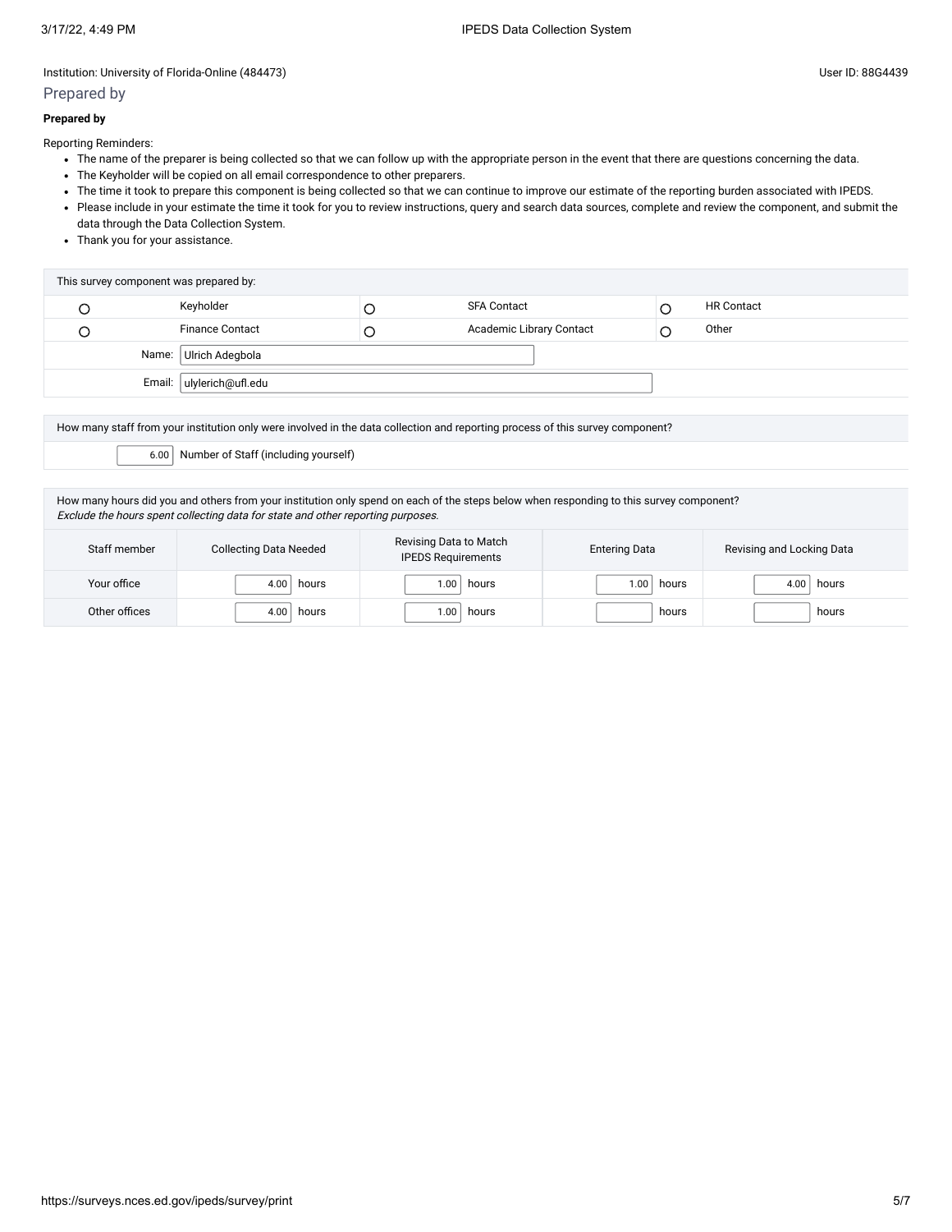Institution: University of Florida-Online (484473)

User ID: 88G4439

## Prepared by

**Prepared by**

Reporting Reminders:

- The name of the preparer is being collected so that we can follow up with the appropriate person in the event that there are questions concerning the data.
- The Keyholder will be copied on all email correspondence to other preparers.
- The time it took to prepare this component is being collected so that we can continue to improve our estimate of the reporting burden associated with IPEDS.
- Please include in your estimate the time it took for you to review instructions, query and search data sources, complete and review the component, and submit the data through the Data Collection System.
- Thank you for your assistance.

| This survey component was prepared by: | | | | | |
|---|---|---|---|---|---|
| ○ | Keyholder | ○ | SFA Contact | ○ | HR Contact |
| ○ | Finance Contact | ○ | Academic Library Contact | ○ | Other |
| Name: | Ulrich Adegbola | | | | |
| Email: | ulylerich@ufl.edu | | | | |

| How many staff from your institution only were involved in the data collection and reporting process of this survey component? |
|---|
| 6.00 Number of Staff (including yourself) |

How many hours did you and others from your institution only spend on each of the steps below when responding to this survey component?
*Exclude the hours spent collecting data for state and other reporting purposes.*

| Staff member | Collecting Data Needed | Revising Data to Match IPEDS Requirements | Entering Data | Revising and Locking Data |
|---|---|---|---|---|
| Your office | 4.00 hours | 1.00 hours | 1.00 hours | 4.00 hours |
| Other offices | 4.00 hours | 1.00 hours | hours | hours |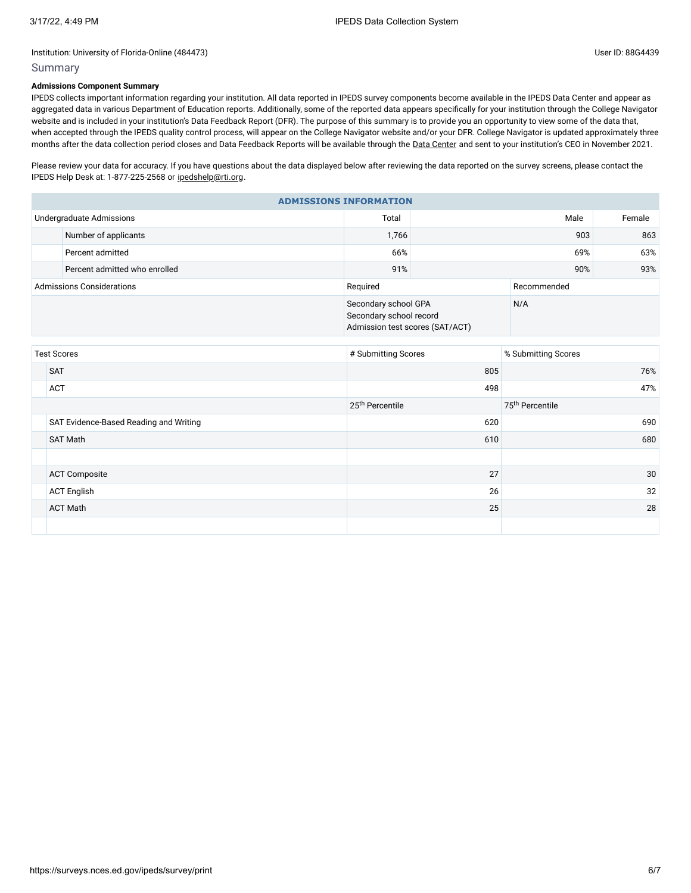Institution: University of Florida-Online (484473)

User ID: 88G4439

## Summary

**Admissions Component Summary**

IPEDS collects important information regarding your institution. All data reported in IPEDS survey components become available in the IPEDS Data Center and appear as aggregated data in various Department of Education reports. Additionally, some of the reported data appears specifically for your institution through the College Navigator website and is included in your institution's Data Feedback Report (DFR). The purpose of this summary is to provide you an opportunity to view some of the data that, when accepted through the IPEDS quality control process, will appear on the College Navigator website and/or your DFR. College Navigator is updated approximately three months after the data collection period closes and Data Feedback Reports will be available through the Data Center and sent to your institution's CEO in November 2021.

Please review your data for accuracy. If you have questions about the data displayed below after reviewing the data reported on the survey screens, please contact the IPEDS Help Desk at: 1-877-225-2568 or ipedshelp@rti.org.

**ADMISSIONS INFORMATION**

| Undergraduate Admissions | Total | Male | Female |
|---|---|---|---|
| Number of applicants | 1,766 | 903 | 863 |
| Percent admitted | 66% | 69% | 63% |
| Percent admitted who enrolled | 91% | 90% | 93% |

| Admissions Considerations | Required | Recommended |
|---|---|---|
| | Secondary school GPA<br>Secondary school record<br>Admission test scores (SAT/ACT) | N/A |

| Test Scores | # Submitting Scores | % Submitting Scores |
|---|---|---|
| SAT | 805 | 76% |
| ACT | 498 | 47% |
| | 25th Percentile | 75th Percentile |
| SAT Evidence-Based Reading and Writing | 620 | 690 |
| SAT Math | 610 | 680 |
| | | |
| ACT Composite | 27 | 30 |
| ACT English | 26 | 32 |
| ACT Math | 25 | 28 |
| | | |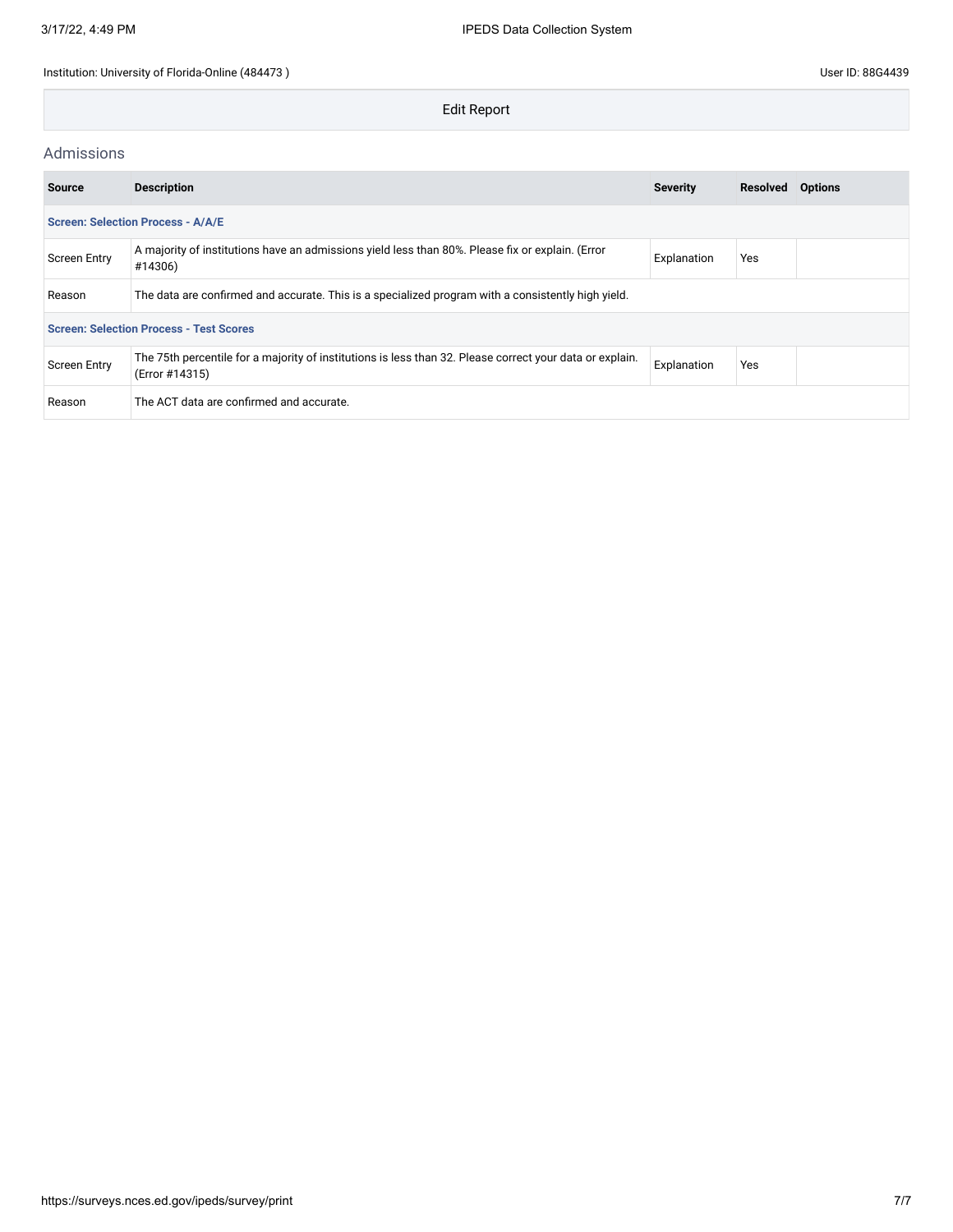Institution: University of Florida-Online (484473 )

User ID: 88G4439

Edit Report

## Admissions

| Source | Description | Severity | Resolved | Options |
|---|---|---|---|---|
| **Screen: Selection Process - A/A/E** | | | | |
| Screen Entry | A majority of institutions have an admissions yield less than 80%. Please fix or explain. (Error #14306) | Explanation | Yes | |
| Reason | The data are confirmed and accurate. This is a specialized program with a consistently high yield. | | | |
| **Screen: Selection Process - Test Scores** | | | | |
| Screen Entry | The 75th percentile for a majority of institutions is less than 32. Please correct your data or explain. (Error #14315) | Explanation | Yes | |
| Reason | The ACT data are confirmed and accurate. | | | |